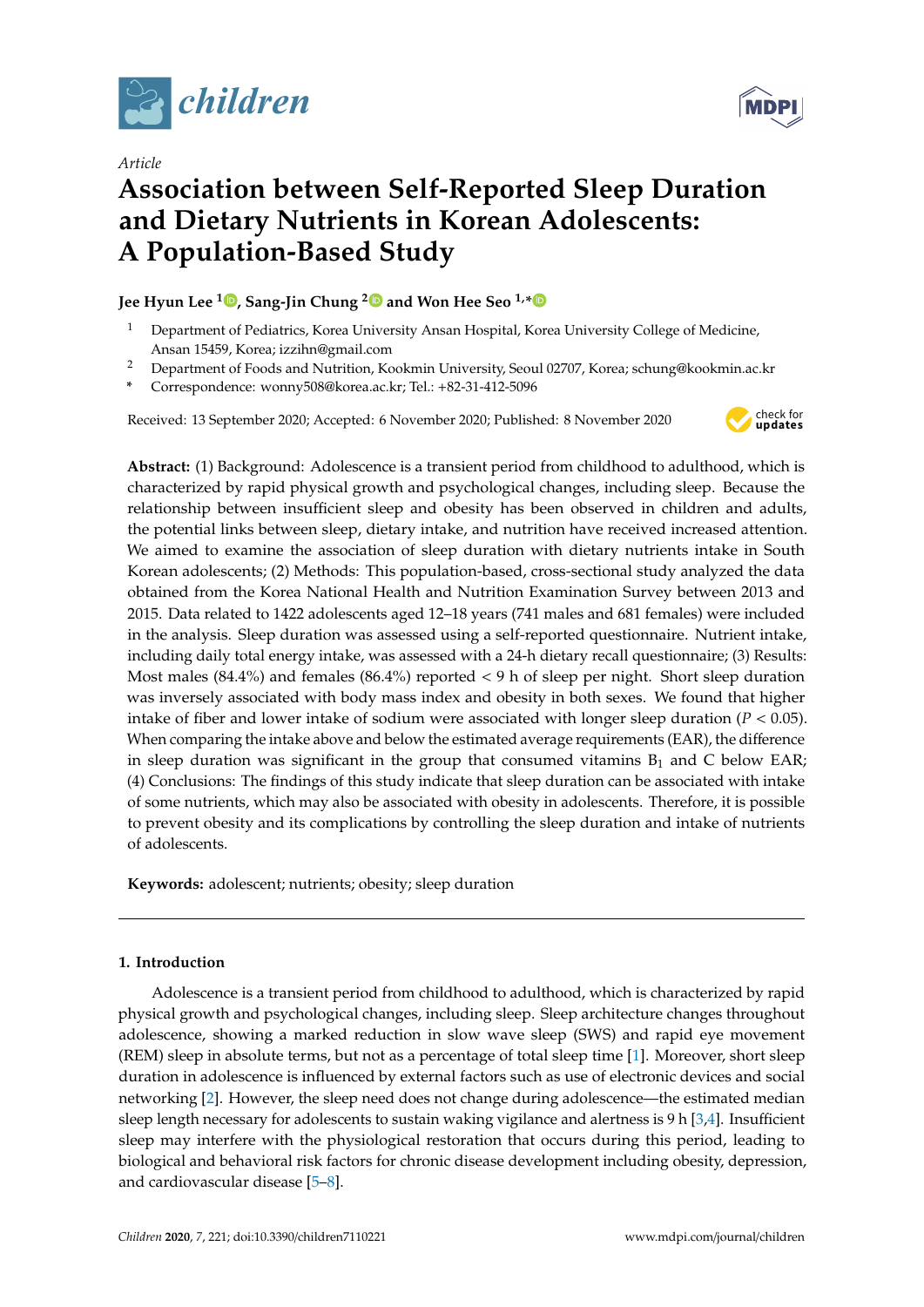*children*

Article

# Association between Self-Reported Sleep Duration and Dietary Nutrients in Korean Adolescents: A Population-Based Study

**Jee Hyun Lee [1], Sang-Jin Chung [2] and Won Hee Seo [1,*]**

[1] Department of Pediatrics, Korea University Ansan Hospital, Korea University College of Medicine, Ansan 15459, Korea; izzihn@gmail.com

[2] Department of Foods and Nutrition, Kookmin University, Seoul 02707, Korea; schung@kookmin.ac.kr

\* Correspondence: wonny508@korea.ac.kr; Tel.: +82-31-412-5096

Received: 13 September 2020; Accepted: 6 November 2020; Published: 8 November 2020

**Abstract:** (1) Background: Adolescence is a transient period from childhood to adulthood, which is characterized by rapid physical growth and psychological changes, including sleep. Because the relationship between insufficient sleep and obesity has been observed in children and adults, the potential links between sleep, dietary intake, and nutrition have received increased attention. We aimed to examine the association of sleep duration with dietary nutrients intake in South Korean adolescents; (2) Methods: This population-based, cross-sectional study analyzed the data obtained from the Korea National Health and Nutrition Examination Survey between 2013 and 2015. Data related to 1422 adolescents aged 12–18 years (741 males and 681 females) were included in the analysis. Sleep duration was assessed using a self-reported questionnaire. Nutrient intake, including daily total energy intake, was assessed with a 24-h dietary recall questionnaire; (3) Results: Most males (84.4%) and females (86.4%) reported < 9 h of sleep per night. Short sleep duration was inversely associated with body mass index and obesity in both sexes. We found that higher intake of fiber and lower intake of sodium were associated with longer sleep duration ($P < 0.05$). When comparing the intake above and below the estimated average requirements (EAR), the difference in sleep duration was significant in the group that consumed vitamins $B_1$ and C below EAR; (4) Conclusions: The findings of this study indicate that sleep duration can be associated with intake of some nutrients, which may also be associated with obesity in adolescents. Therefore, it is possible to prevent obesity and its complications by controlling the sleep duration and intake of nutrients of adolescents.

**Keywords:** adolescent; nutrients; obesity; sleep duration

## 1. Introduction

Adolescence is a transient period from childhood to adulthood, which is characterized by rapid physical growth and psychological changes, including sleep. Sleep architecture changes throughout adolescence, showing a marked reduction in slow wave sleep (SWS) and rapid eye movement (REM) sleep in absolute terms, but not as a percentage of total sleep time [1]. Moreover, short sleep duration in adolescence is influenced by external factors such as use of electronic devices and social networking [2]. However, the sleep need does not change during adolescence—the estimated median sleep length necessary for adolescents to sustain waking vigilance and alertness is 9 h [3,4]. Insufficient sleep may interfere with the physiological restoration that occurs during this period, leading to biological and behavioral risk factors for chronic disease development including obesity, depression, and cardiovascular disease [5–8].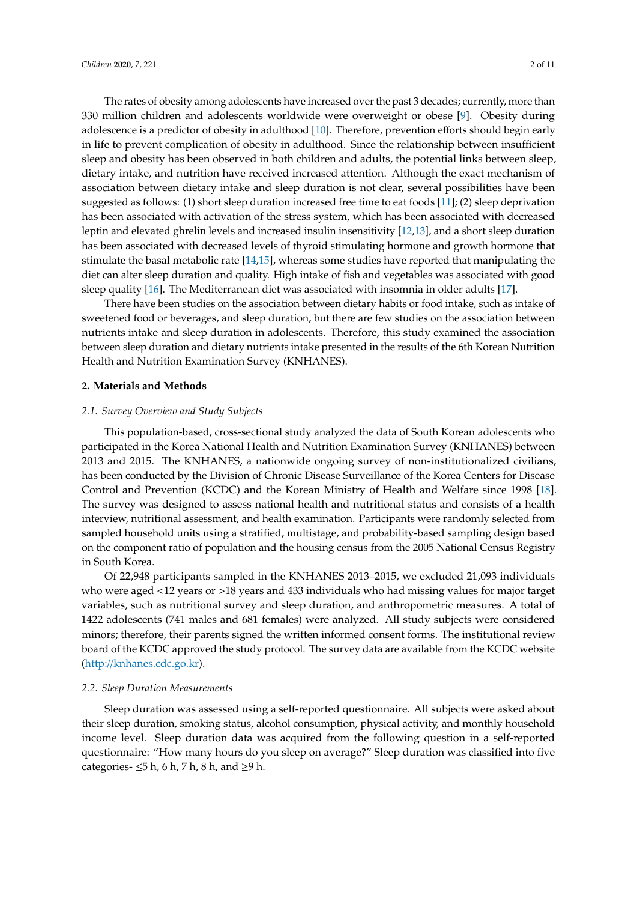The rates of obesity among adolescents have increased over the past 3 decades; currently, more than 330 million children and adolescents worldwide were overweight or obese [9]. Obesity during adolescence is a predictor of obesity in adulthood [10]. Therefore, prevention efforts should begin early in life to prevent complication of obesity in adulthood. Since the relationship between insufficient sleep and obesity has been observed in both children and adults, the potential links between sleep, dietary intake, and nutrition have received increased attention. Although the exact mechanism of association between dietary intake and sleep duration is not clear, several possibilities have been suggested as follows: (1) short sleep duration increased free time to eat foods [11]; (2) sleep deprivation has been associated with activation of the stress system, which has been associated with decreased leptin and elevated ghrelin levels and increased insulin insensitivity [12,13], and a short sleep duration has been associated with decreased levels of thyroid stimulating hormone and growth hormone that stimulate the basal metabolic rate [14,15], whereas some studies have reported that manipulating the diet can alter sleep duration and quality. High intake of fish and vegetables was associated with good sleep quality [16]. The Mediterranean diet was associated with insomnia in older adults [17].

There have been studies on the association between dietary habits or food intake, such as intake of sweetened food or beverages, and sleep duration, but there are few studies on the association between nutrients intake and sleep duration in adolescents. Therefore, this study examined the association between sleep duration and dietary nutrients intake presented in the results of the 6th Korean Nutrition Health and Nutrition Examination Survey (KNHANES).

## 2. Materials and Methods

### 2.1. Survey Overview and Study Subjects

This population-based, cross-sectional study analyzed the data of South Korean adolescents who participated in the Korea National Health and Nutrition Examination Survey (KNHANES) between 2013 and 2015. The KNHANES, a nationwide ongoing survey of non-institutionalized civilians, has been conducted by the Division of Chronic Disease Surveillance of the Korea Centers for Disease Control and Prevention (KCDC) and the Korean Ministry of Health and Welfare since 1998 [18]. The survey was designed to assess national health and nutritional status and consists of a health interview, nutritional assessment, and health examination. Participants were randomly selected from sampled household units using a stratified, multistage, and probability-based sampling design based on the component ratio of population and the housing census from the 2005 National Census Registry in South Korea.

Of 22,948 participants sampled in the KNHANES 2013–2015, we excluded 21,093 individuals who were aged <12 years or >18 years and 433 individuals who had missing values for major target variables, such as nutritional survey and sleep duration, and anthropometric measures. A total of 1422 adolescents (741 males and 681 females) were analyzed. All study subjects were considered minors; therefore, their parents signed the written informed consent forms. The institutional review board of the KCDC approved the study protocol. The survey data are available from the KCDC website (http://knhanes.cdc.go.kr).

### 2.2. Sleep Duration Measurements

Sleep duration was assessed using a self-reported questionnaire. All subjects were asked about their sleep duration, smoking status, alcohol consumption, physical activity, and monthly household income level. Sleep duration data was acquired from the following question in a self-reported questionnaire: "How many hours do you sleep on average?" Sleep duration was classified into five categories- ≤5 h, 6 h, 7 h, 8 h, and ≥9 h.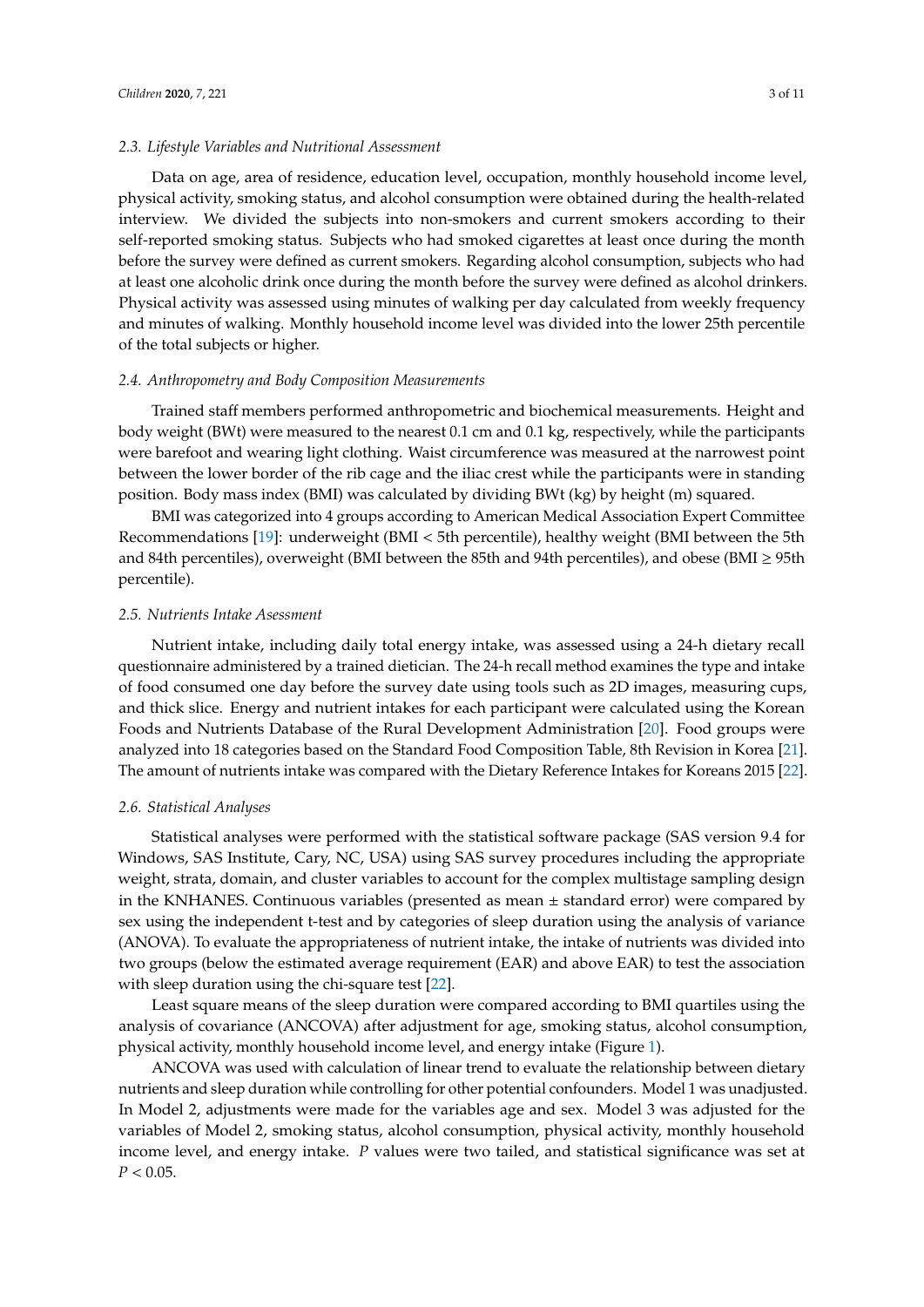### 2.3. Lifestyle Variables and Nutritional Assessment

Data on age, area of residence, education level, occupation, monthly household income level, physical activity, smoking status, and alcohol consumption were obtained during the health-related interview. We divided the subjects into non-smokers and current smokers according to their self-reported smoking status. Subjects who had smoked cigarettes at least once during the month before the survey were defined as current smokers. Regarding alcohol consumption, subjects who had at least one alcoholic drink once during the month before the survey were defined as alcohol drinkers. Physical activity was assessed using minutes of walking per day calculated from weekly frequency and minutes of walking. Monthly household income level was divided into the lower 25th percentile of the total subjects or higher.

### 2.4. Anthropometry and Body Composition Measurements

Trained staff members performed anthropometric and biochemical measurements. Height and body weight (BWt) were measured to the nearest 0.1 cm and 0.1 kg, respectively, while the participants were barefoot and wearing light clothing. Waist circumference was measured at the narrowest point between the lower border of the rib cage and the iliac crest while the participants were in standing position. Body mass index (BMI) was calculated by dividing BWt (kg) by height (m) squared.

BMI was categorized into 4 groups according to American Medical Association Expert Committee Recommendations [19]: underweight (BMI < 5th percentile), healthy weight (BMI between the 5th and 84th percentiles), overweight (BMI between the 85th and 94th percentiles), and obese (BMI ≥ 95th percentile).

### 2.5. Nutrients Intake Asessment

Nutrient intake, including daily total energy intake, was assessed using a 24-h dietary recall questionnaire administered by a trained dietician. The 24-h recall method examines the type and intake of food consumed one day before the survey date using tools such as 2D images, measuring cups, and thick slice. Energy and nutrient intakes for each participant were calculated using the Korean Foods and Nutrients Database of the Rural Development Administration [20]. Food groups were analyzed into 18 categories based on the Standard Food Composition Table, 8th Revision in Korea [21]. The amount of nutrients intake was compared with the Dietary Reference Intakes for Koreans 2015 [22].

### 2.6. Statistical Analyses

Statistical analyses were performed with the statistical software package (SAS version 9.4 for Windows, SAS Institute, Cary, NC, USA) using SAS survey procedures including the appropriate weight, strata, domain, and cluster variables to account for the complex multistage sampling design in the KNHANES. Continuous variables (presented as mean ± standard error) were compared by sex using the independent t-test and by categories of sleep duration using the analysis of variance (ANOVA). To evaluate the appropriateness of nutrient intake, the intake of nutrients was divided into two groups (below the estimated average requirement (EAR) and above EAR) to test the association with sleep duration using the chi-square test [22].

Least square means of the sleep duration were compared according to BMI quartiles using the analysis of covariance (ANCOVA) after adjustment for age, smoking status, alcohol consumption, physical activity, monthly household income level, and energy intake (Figure 1).

ANCOVA was used with calculation of linear trend to evaluate the relationship between dietary nutrients and sleep duration while controlling for other potential confounders. Model 1 was unadjusted. In Model 2, adjustments were made for the variables age and sex. Model 3 was adjusted for the variables of Model 2, smoking status, alcohol consumption, physical activity, monthly household income level, and energy intake. $P$ values were two tailed, and statistical significance was set at $P < 0.05$.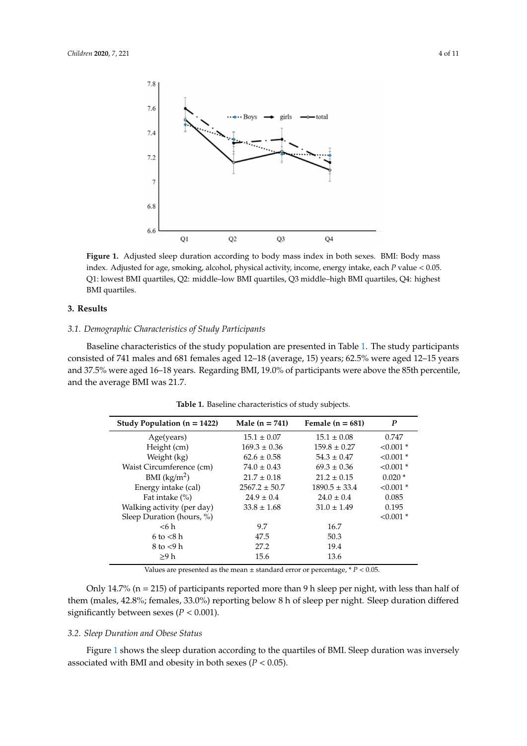**Figure 1.** Adjusted sleep duration according to body mass index in both sexes. BMI: Body mass index. Adjusted for age, smoking, alcohol, physical activity, income, energy intake, each $P$ value < 0.05. Q1: lowest BMI quartiles, Q2: middle–low BMI quartiles, Q3 middle–high BMI quartiles, Q4: highest BMI quartiles.

## 3. Results

### 3.1. Demographic Characteristics of Study Participants

Baseline characteristics of the study population are presented in Table 1. The study participants consisted of 741 males and 681 females aged 12–18 (average, 15) years; 62.5% were aged 12–15 years and 37.5% were aged 16–18 years. Regarding BMI, 19.0% of participants were above the 85th percentile, and the average BMI was 21.7.

**Table 1.** Baseline characteristics of study subjects.

| Study Population (n = 1422) | Male (n = 741) | Female (n = 681) | *P* |
|---|---|---|---|
| Age(years) | 15.1 ± 0.07 | 15.1 ± 0.08 | 0.747 |
| Height (cm) | 169.3 ± 0.36 | 159.8 ± 0.27 | <0.001 * |
| Weight (kg) | 62.6 ± 0.58 | 54.3 ± 0.47 | <0.001 * |
| Waist Circumference (cm) | 74.0 ± 0.43 | 69.3 ± 0.36 | <0.001 * |
| BMI (kg/m$^2$) | 21.7 ± 0.18 | 21.2 ± 0.15 | 0.020 * |
| Energy intake (cal) | 2567.2 ± 50.7 | 1890.5 ± 33.4 | <0.001 * |
| Fat intake (%) | 24.9 ± 0.4 | 24.0 ± 0.4 | 0.085 |
| Walking activity (per day) | 33.8 ± 1.68 | 31.0 ± 1.49 | 0.195 |
| Sleep Duration (hours, %) | | | <0.001 * |
| <6 h | 9.7 | 16.7 | |
| 6 to <8 h | 47.5 | 50.3 | |
| 8 to <9 h | 27.2 | 19.4 | |
| ≥9 h | 15.6 | 13.6 | |

Values are presented as the mean ± standard error or percentage, * $P < 0.05$.

Only 14.7% (n = 215) of participants reported more than 9 h sleep per night, with less than half of them (males, 42.8%; females, 33.0%) reporting below 8 h of sleep per night. Sleep duration differed significantly between sexes ($P < 0.001$).

### 3.2. Sleep Duration and Obese Status

Figure 1 shows the sleep duration according to the quartiles of BMI. Sleep duration was inversely associated with BMI and obesity in both sexes ($P < 0.05$).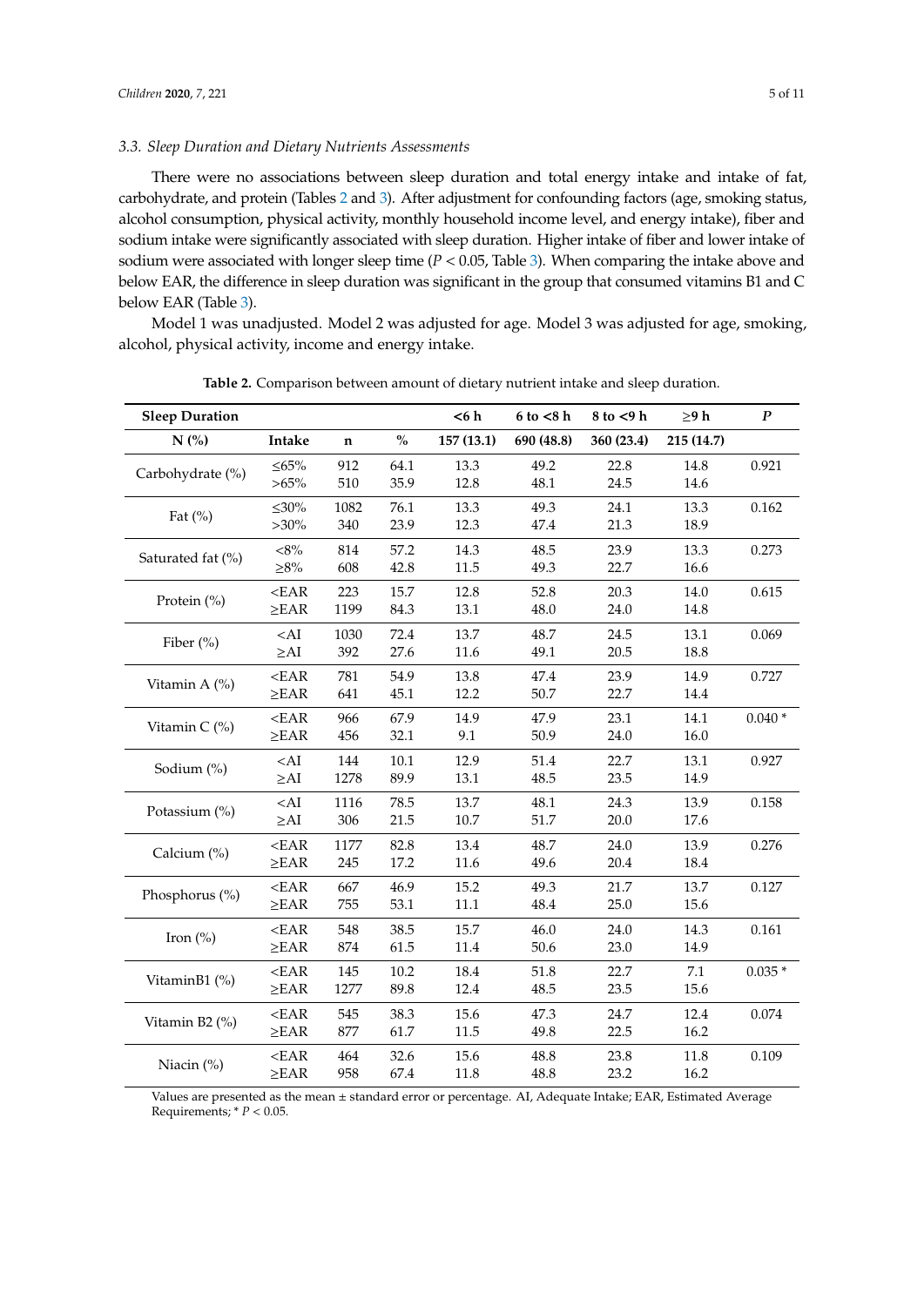### 3.3. Sleep Duration and Dietary Nutrients Assessments

There were no associations between sleep duration and total energy intake and intake of fat, carbohydrate, and protein (Tables 2 and 3). After adjustment for confounding factors (age, smoking status, alcohol consumption, physical activity, monthly household income level, and energy intake), fiber and sodium intake were significantly associated with sleep duration. Higher intake of fiber and lower intake of sodium were associated with longer sleep time ($P < 0.05$, Table 3). When comparing the intake above and below EAR, the difference in sleep duration was significant in the group that consumed vitamins B1 and C below EAR (Table 3).

Model 1 was unadjusted. Model 2 was adjusted for age. Model 3 was adjusted for age, smoking, alcohol, physical activity, income and energy intake.

**Table 2.** Comparison between amount of dietary nutrient intake and sleep duration.

| Sleep Duration | | | | <6 h | 6 to <8 h | 8 to <9 h | ≥9 h | *P* |
|---|---|---|---|---|---|---|---|---|
| **N (%)** | **Intake** | **n** | **%** | **157 (13.1)** | **690 (48.8)** | **360 (23.4)** | **215 (14.7)** | |
| Carbohydrate (%) | ≤65% | 912 | 64.1 | 13.3 | 49.2 | 22.8 | 14.8 | 0.921 |
| | >65% | 510 | 35.9 | 12.8 | 48.1 | 24.5 | 14.6 | |
| Fat (%) | ≤30% | 1082 | 76.1 | 13.3 | 49.3 | 24.1 | 13.3 | 0.162 |
| | >30% | 340 | 23.9 | 12.3 | 47.4 | 21.3 | 18.9 | |
| Saturated fat (%) | <8% | 814 | 57.2 | 14.3 | 48.5 | 23.9 | 13.3 | 0.273 |
| | ≥8% | 608 | 42.8 | 11.5 | 49.3 | 22.7 | 16.6 | |
| Protein (%) | <EAR | 223 | 15.7 | 12.8 | 52.8 | 20.3 | 14.0 | 0.615 |
| | ≥EAR | 1199 | 84.3 | 13.1 | 48.0 | 24.0 | 14.8 | |
| Fiber (%) | <AI | 1030 | 72.4 | 13.7 | 48.7 | 24.5 | 13.1 | 0.069 |
| | ≥AI | 392 | 27.6 | 11.6 | 49.1 | 20.5 | 18.8 | |
| Vitamin A (%) | <EAR | 781 | 54.9 | 13.8 | 47.4 | 23.9 | 14.9 | 0.727 |
| | ≥EAR | 641 | 45.1 | 12.2 | 50.7 | 22.7 | 14.4 | |
| Vitamin C (%) | <EAR | 966 | 67.9 | 14.9 | 47.9 | 23.1 | 14.1 | 0.040 * |
| | ≥EAR | 456 | 32.1 | 9.1 | 50.9 | 24.0 | 16.0 | |
| Sodium (%) | <AI | 144 | 10.1 | 12.9 | 51.4 | 22.7 | 13.1 | 0.927 |
| | ≥AI | 1278 | 89.9 | 13.1 | 48.5 | 23.5 | 14.9 | |
| Potassium (%) | <AI | 1116 | 78.5 | 13.7 | 48.1 | 24.3 | 13.9 | 0.158 |
| | ≥AI | 306 | 21.5 | 10.7 | 51.7 | 20.0 | 17.6 | |
| Calcium (%) | <EAR | 1177 | 82.8 | 13.4 | 48.7 | 24.0 | 13.9 | 0.276 |
| | ≥EAR | 245 | 17.2 | 11.6 | 49.6 | 20.4 | 18.4 | |
| Phosphorus (%) | <EAR | 667 | 46.9 | 15.2 | 49.3 | 21.7 | 13.7 | 0.127 |
| | ≥EAR | 755 | 53.1 | 11.1 | 48.4 | 25.0 | 15.6 | |
| Iron (%) | <EAR | 548 | 38.5 | 15.7 | 46.0 | 24.0 | 14.3 | 0.161 |
| | ≥EAR | 874 | 61.5 | 11.4 | 50.6 | 23.0 | 14.9 | |
| VitaminB1 (%) | <EAR | 145 | 10.2 | 18.4 | 51.8 | 22.7 | 7.1 | 0.035 * |
| | ≥EAR | 1277 | 89.8 | 12.4 | 48.5 | 23.5 | 15.6 | |
| Vitamin B2 (%) | <EAR | 545 | 38.3 | 15.6 | 47.3 | 24.7 | 12.4 | 0.074 |
| | ≥EAR | 877 | 61.7 | 11.5 | 49.8 | 22.5 | 16.2 | |
| Niacin (%) | <EAR | 464 | 32.6 | 15.6 | 48.8 | 23.8 | 11.8 | 0.109 |
| | ≥EAR | 958 | 67.4 | 11.8 | 48.8 | 23.2 | 16.2 | |

Values are presented as the mean ± standard error or percentage. AI, Adequate Intake; EAR, Estimated Average Requirements; * $P < 0.05$.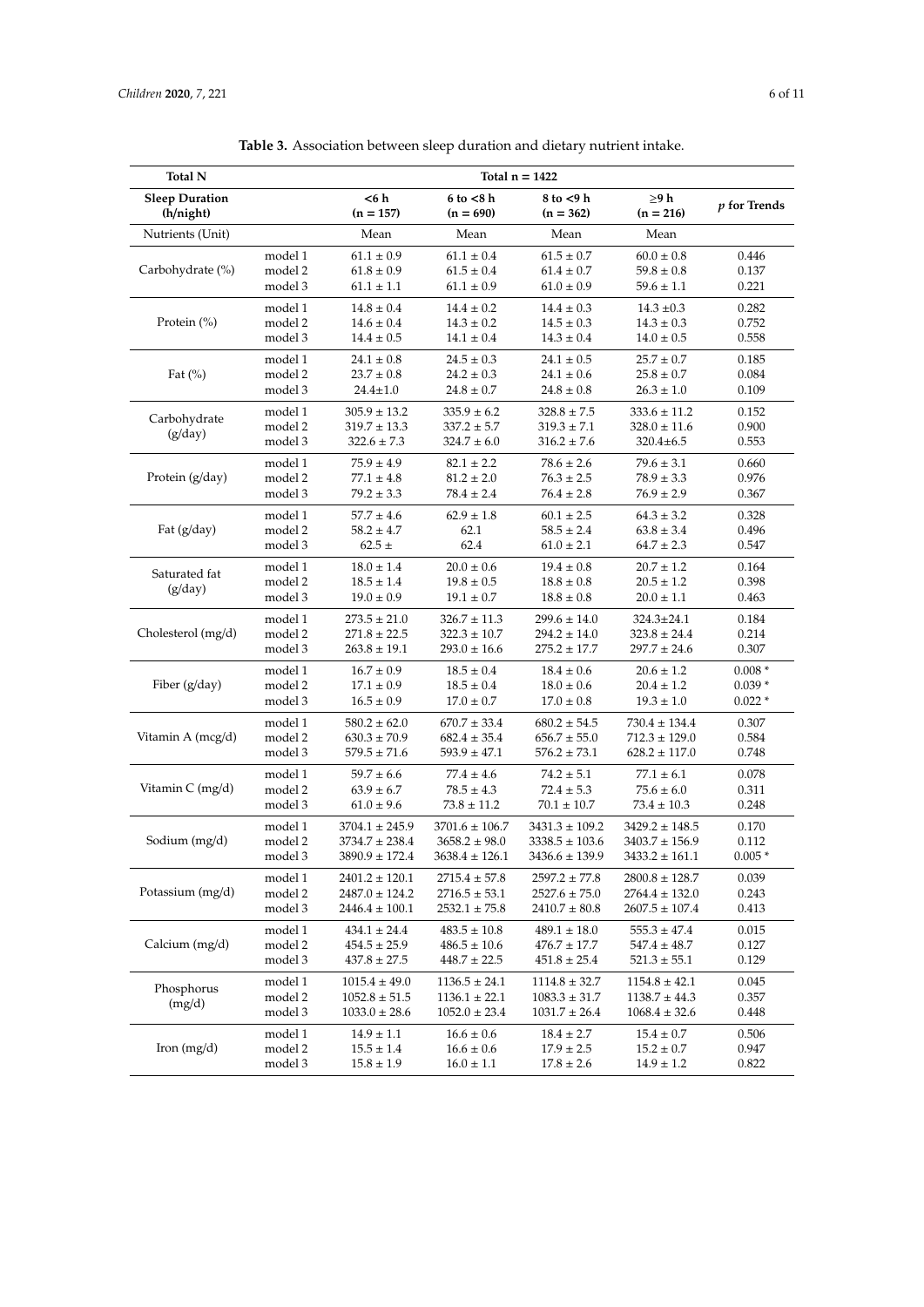**Table 3.** Association between sleep duration and dietary nutrient intake.

| Total N | | Total n = 1422 | | | | |
|---|---|---|---|---|---|---|
| **Sleep Duration (h/night)** | | **<6 h (n = 157)** | **6 to <8 h (n = 690)** | **8 to <9 h (n = 362)** | **≥9 h (n = 216)** | ***p* for Trends** |
| Nutrients (Unit) | | Mean | Mean | Mean | Mean | |
| Carbohydrate (%) | model 1 | 61.1 ± 0.9 | 61.1 ± 0.4 | 61.5 ± 0.7 | 60.0 ± 0.8 | 0.446 |
| | model 2 | 61.8 ± 0.9 | 61.5 ± 0.4 | 61.4 ± 0.7 | 59.8 ± 0.8 | 0.137 |
| | model 3 | 61.1 ± 1.1 | 61.1 ± 0.9 | 61.0 ± 0.9 | 59.6 ± 1.1 | 0.221 |
| Protein (%) | model 1 | 14.8 ± 0.4 | 14.4 ± 0.2 | 14.4 ± 0.3 | 14.3 ±0.3 | 0.282 |
| | model 2 | 14.6 ± 0.4 | 14.3 ± 0.2 | 14.5 ± 0.3 | 14.3 ± 0.3 | 0.752 |
| | model 3 | 14.4 ± 0.5 | 14.1 ± 0.4 | 14.3 ± 0.4 | 14.0 ± 0.5 | 0.558 |
| Fat (%) | model 1 | 24.1 ± 0.8 | 24.5 ± 0.3 | 24.1 ± 0.5 | 25.7 ± 0.7 | 0.185 |
| | model 2 | 23.7 ± 0.8 | 24.2 ± 0.3 | 24.1 ± 0.6 | 25.8 ± 0.7 | 0.084 |
| | model 3 | 24.4±1.0 | 24.8 ± 0.7 | 24.8 ± 0.8 | 26.3 ± 1.0 | 0.109 |
| Carbohydrate (g/day) | model 1 | 305.9 ± 13.2 | 335.9 ± 6.2 | 328.8 ± 7.5 | 333.6 ± 11.2 | 0.152 |
| | model 2 | 319.7 ± 13.3 | 337.2 ± 5.7 | 319.3 ± 7.1 | 328.0 ± 11.6 | 0.900 |
| | model 3 | 322.6 ± 7.3 | 324.7 ± 6.0 | 316.2 ± 7.6 | 320.4±6.5 | 0.553 |
| Protein (g/day) | model 1 | 75.9 ± 4.9 | 82.1 ± 2.2 | 78.6 ± 2.6 | 79.6 ± 3.1 | 0.660 |
| | model 2 | 77.1 ± 4.8 | 81.2 ± 2.0 | 76.3 ± 2.5 | 78.9 ± 3.3 | 0.976 |
| | model 3 | 79.2 ± 3.3 | 78.4 ± 2.4 | 76.4 ± 2.8 | 76.9 ± 2.9 | 0.367 |
| Fat (g/day) | model 1 | 57.7 ± 4.6 | 62.9 ± 1.8 | 60.1 ± 2.5 | 64.3 ± 3.2 | 0.328 |
| | model 2 | 58.2 ± 4.7 | 62.1 | 58.5 ± 2.4 | 63.8 ± 3.4 | 0.496 |
| | model 3 | 62.5 ± | 62.4 | 61.0 ± 2.1 | 64.7 ± 2.3 | 0.547 |
| Saturated fat (g/day) | model 1 | 18.0 ± 1.4 | 20.0 ± 0.6 | 19.4 ± 0.8 | 20.7 ± 1.2 | 0.164 |
| | model 2 | 18.5 ± 1.4 | 19.8 ± 0.5 | 18.8 ± 0.8 | 20.5 ± 1.2 | 0.398 |
| | model 3 | 19.0 ± 0.9 | 19.1 ± 0.7 | 18.8 ± 0.8 | 20.0 ± 1.1 | 0.463 |
| Cholesterol (mg/d) | model 1 | 273.5 ± 21.0 | 326.7 ± 11.3 | 299.6 ± 14.0 | 324.3±24.1 | 0.184 |
| | model 2 | 271.8 ± 22.5 | 322.3 ± 10.7 | 294.2 ± 14.0 | 323.8 ± 24.4 | 0.214 |
| | model 3 | 263.8 ± 19.1 | 293.0 ± 16.6 | 275.2 ± 17.7 | 297.7 ± 24.6 | 0.307 |
| Fiber (g/day) | model 1 | 16.7 ± 0.9 | 18.5 ± 0.4 | 18.4 ± 0.6 | 20.6 ± 1.2 | 0.008 * |
| | model 2 | 17.1 ± 0.9 | 18.5 ± 0.4 | 18.0 ± 0.6 | 20.4 ± 1.2 | 0.039 * |
| | model 3 | 16.5 ± 0.9 | 17.0 ± 0.7 | 17.0 ± 0.8 | 19.3 ± 1.0 | 0.022 * |
| Vitamin A (mcg/d) | model 1 | 580.2 ± 62.0 | 670.7 ± 33.4 | 680.2 ± 54.5 | 730.4 ± 134.4 | 0.307 |
| | model 2 | 630.3 ± 70.9 | 682.4 ± 35.4 | 656.7 ± 55.0 | 712.3 ± 129.0 | 0.584 |
| | model 3 | 579.5 ± 71.6 | 593.9 ± 47.1 | 576.2 ± 73.1 | 628.2 ± 117.0 | 0.748 |
| Vitamin C (mg/d) | model 1 | 59.7 ± 6.6 | 77.4 ± 4.6 | 74.2 ± 5.1 | 77.1 ± 6.1 | 0.078 |
| | model 2 | 63.9 ± 6.7 | 78.5 ± 4.3 | 72.4 ± 5.3 | 75.6 ± 6.0 | 0.311 |
| | model 3 | 61.0 ± 9.6 | 73.8 ± 11.2 | 70.1 ± 10.7 | 73.4 ± 10.3 | 0.248 |
| Sodium (mg/d) | model 1 | 3704.1 ± 245.9 | 3701.6 ± 106.7 | 3431.3 ± 109.2 | 3429.2 ± 148.5 | 0.170 |
| | model 2 | 3734.7 ± 238.4 | 3658.2 ± 98.0 | 3338.5 ± 103.6 | 3403.7 ± 156.9 | 0.112 |
| | model 3 | 3890.9 ± 172.4 | 3638.4 ± 126.1 | 3436.6 ± 139.9 | 3433.2 ± 161.1 | 0.005 * |
| Potassium (mg/d) | model 1 | 2401.2 ± 120.1 | 2715.4 ± 57.8 | 2597.2 ± 77.8 | 2800.8 ± 128.7 | 0.039 |
| | model 2 | 2487.0 ± 124.2 | 2716.5 ± 53.1 | 2527.6 ± 75.0 | 2764.4 ± 132.0 | 0.243 |
| | model 3 | 2446.4 ± 100.1 | 2532.1 ± 75.8 | 2410.7 ± 80.8 | 2607.5 ± 107.4 | 0.413 |
| Calcium (mg/d) | model 1 | 434.1 ± 24.4 | 483.5 ± 10.8 | 489.1 ± 18.0 | 555.3 ± 47.4 | 0.015 |
| | model 2 | 454.5 ± 25.9 | 486.5 ± 10.6 | 476.7 ± 17.7 | 547.4 ± 48.7 | 0.127 |
| | model 3 | 437.8 ± 27.5 | 448.7 ± 22.5 | 451.8 ± 25.4 | 521.3 ± 55.1 | 0.129 |
| Phosphorus (mg/d) | model 1 | 1015.4 ± 49.0 | 1136.5 ± 24.1 | 1114.8 ± 32.7 | 1154.8 ± 42.1 | 0.045 |
| | model 2 | 1052.8 ± 51.5 | 1136.1 ± 22.1 | 1083.3 ± 31.7 | 1138.7 ± 44.3 | 0.357 |
| | model 3 | 1033.0 ± 28.6 | 1052.0 ± 23.4 | 1031.7 ± 26.4 | 1068.4 ± 32.6 | 0.448 |
| Iron (mg/d) | model 1 | 14.9 ± 1.1 | 16.6 ± 0.6 | 18.4 ± 2.7 | 15.4 ± 0.7 | 0.506 |
| | model 2 | 15.5 ± 1.4 | 16.6 ± 0.6 | 17.9 ± 2.5 | 15.2 ± 0.7 | 0.947 |
| | model 3 | 15.8 ± 1.9 | 16.0 ± 1.1 | 17.8 ± 2.6 | 14.9 ± 1.2 | 0.822 |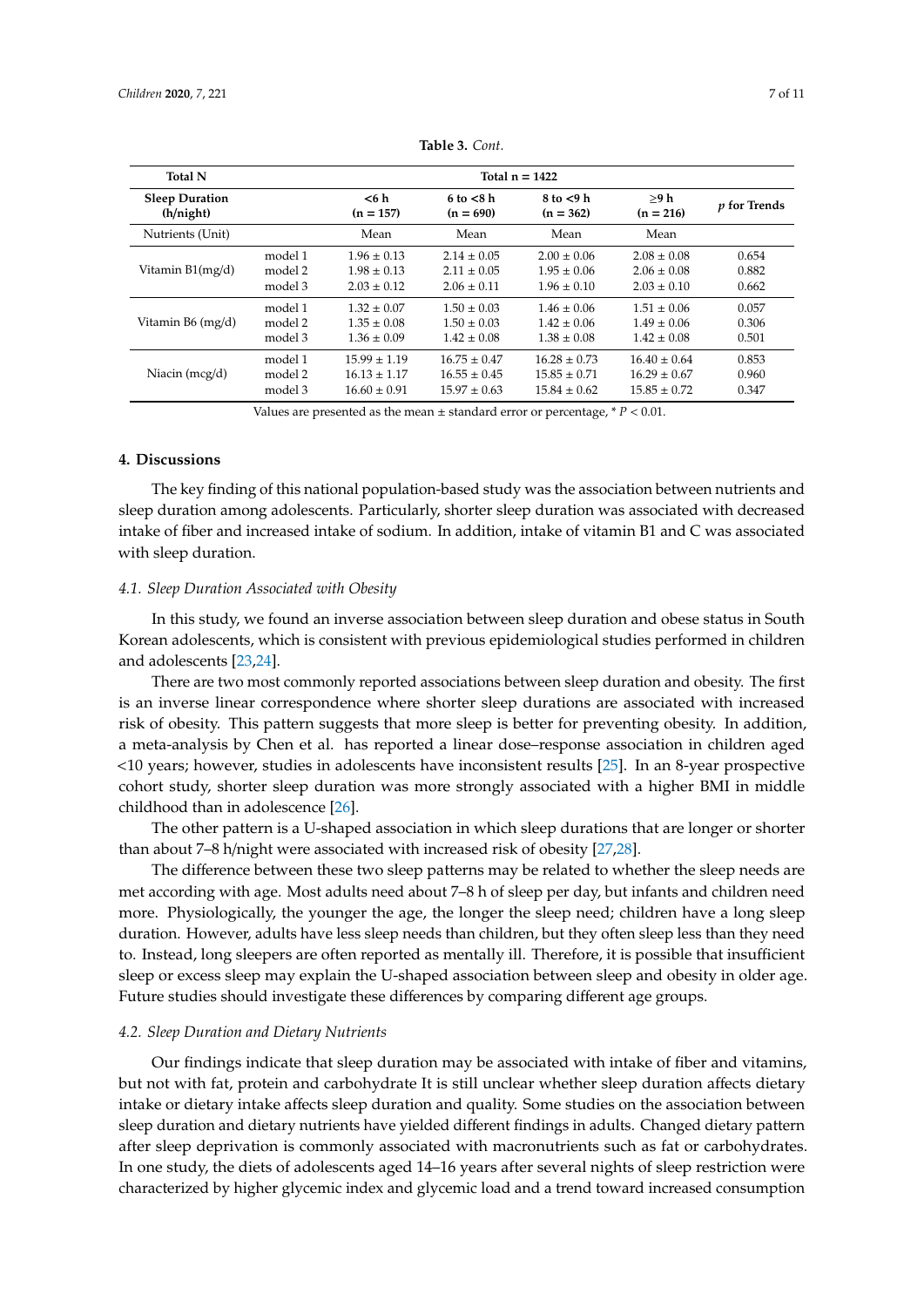**Table 3.** *Cont.*

| Total N | | Total n = 1422 | | | | |
|---|---|---|---|---|---|---|
| Sleep Duration (h/night) | | <6 h (n = 157) | 6 to <8 h (n = 690) | 8 to <9 h (n = 362) | ≥9 h (n = 216) | *p* for Trends |
| Nutrients (Unit) | | Mean | Mean | Mean | Mean | |
| Vitamin B1(mg/d) | model 1 | 1.96 ± 0.13 | 2.14 ± 0.05 | 2.00 ± 0.06 | 2.08 ± 0.08 | 0.654 |
| | model 2 | 1.98 ± 0.13 | 2.11 ± 0.05 | 1.95 ± 0.06 | 2.06 ± 0.08 | 0.882 |
| | model 3 | 2.03 ± 0.12 | 2.06 ± 0.11 | 1.96 ± 0.10 | 2.03 ± 0.10 | 0.662 |
| Vitamin B6 (mg/d) | model 1 | 1.32 ± 0.07 | 1.50 ± 0.03 | 1.46 ± 0.06 | 1.51 ± 0.06 | 0.057 |
| | model 2 | 1.35 ± 0.08 | 1.50 ± 0.03 | 1.42 ± 0.06 | 1.49 ± 0.06 | 0.306 |
| | model 3 | 1.36 ± 0.09 | 1.42 ± 0.08 | 1.38 ± 0.08 | 1.42 ± 0.08 | 0.501 |
| Niacin (mcg/d) | model 1 | 15.99 ± 1.19 | 16.75 ± 0.47 | 16.28 ± 0.73 | 16.40 ± 0.64 | 0.853 |
| | model 2 | 16.13 ± 1.17 | 16.55 ± 0.45 | 15.85 ± 0.71 | 16.29 ± 0.67 | 0.960 |
| | model 3 | 16.60 ± 0.91 | 15.97 ± 0.63 | 15.84 ± 0.62 | 15.85 ± 0.72 | 0.347 |

Values are presented as the mean ± standard error or percentage, * $P < 0.01$.

## 4. Discussions

The key finding of this national population-based study was the association between nutrients and sleep duration among adolescents. Particularly, shorter sleep duration was associated with decreased intake of fiber and increased intake of sodium. In addition, intake of vitamin B1 and C was associated with sleep duration.

### *4.1. Sleep Duration Associated with Obesity*

In this study, we found an inverse association between sleep duration and obese status in South Korean adolescents, which is consistent with previous epidemiological studies performed in children and adolescents [23,24].

There are two most commonly reported associations between sleep duration and obesity. The first is an inverse linear correspondence where shorter sleep durations are associated with increased risk of obesity. This pattern suggests that more sleep is better for preventing obesity. In addition, a meta-analysis by Chen et al. has reported a linear dose–response association in children aged <10 years; however, studies in adolescents have inconsistent results [25]. In an 8-year prospective cohort study, shorter sleep duration was more strongly associated with a higher BMI in middle childhood than in adolescence [26].

The other pattern is a U-shaped association in which sleep durations that are longer or shorter than about 7–8 h/night were associated with increased risk of obesity [27,28].

The difference between these two sleep patterns may be related to whether the sleep needs are met according with age. Most adults need about 7–8 h of sleep per day, but infants and children need more. Physiologically, the younger the age, the longer the sleep need; children have a long sleep duration. However, adults have less sleep needs than children, but they often sleep less than they need to. Instead, long sleepers are often reported as mentally ill. Therefore, it is possible that insufficient sleep or excess sleep may explain the U-shaped association between sleep and obesity in older age. Future studies should investigate these differences by comparing different age groups.

### *4.2. Sleep Duration and Dietary Nutrients*

Our findings indicate that sleep duration may be associated with intake of fiber and vitamins, but not with fat, protein and carbohydrate It is still unclear whether sleep duration affects dietary intake or dietary intake affects sleep duration and quality. Some studies on the association between sleep duration and dietary nutrients have yielded different findings in adults. Changed dietary pattern after sleep deprivation is commonly associated with macronutrients such as fat or carbohydrates. In one study, the diets of adolescents aged 14–16 years after several nights of sleep restriction were characterized by higher glycemic index and glycemic load and a trend toward increased consumption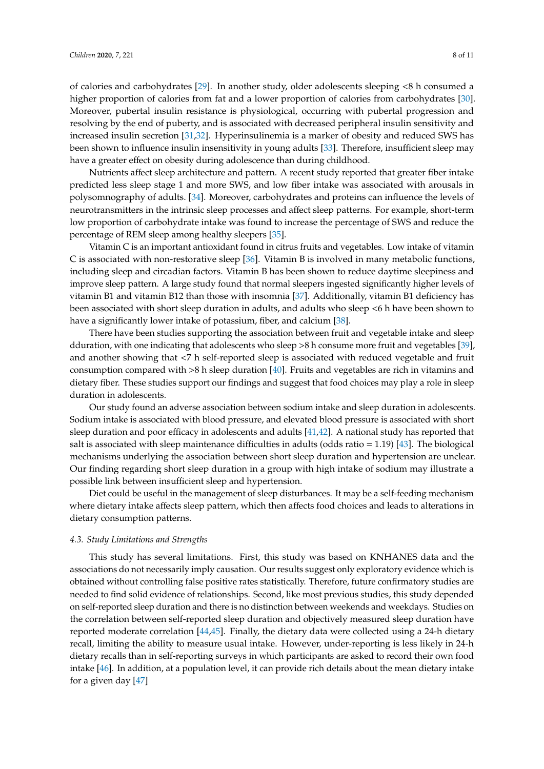of calories and carbohydrates [29]. In another study, older adolescents sleeping <8 h consumed a higher proportion of calories from fat and a lower proportion of calories from carbohydrates [30]. Moreover, pubertal insulin resistance is physiological, occurring with pubertal progression and resolving by the end of puberty, and is associated with decreased peripheral insulin sensitivity and increased insulin secretion [31,32]. Hyperinsulinemia is a marker of obesity and reduced SWS has been shown to influence insulin insensitivity in young adults [33]. Therefore, insufficient sleep may have a greater effect on obesity during adolescence than during childhood.

Nutrients affect sleep architecture and pattern. A recent study reported that greater fiber intake predicted less sleep stage 1 and more SWS, and low fiber intake was associated with arousals in polysomnography of adults. [34]. Moreover, carbohydrates and proteins can influence the levels of neurotransmitters in the intrinsic sleep processes and affect sleep patterns. For example, short-term low proportion of carbohydrate intake was found to increase the percentage of SWS and reduce the percentage of REM sleep among healthy sleepers [35].

Vitamin C is an important antioxidant found in citrus fruits and vegetables. Low intake of vitamin C is associated with non-restorative sleep [36]. Vitamin B is involved in many metabolic functions, including sleep and circadian factors. Vitamin B has been shown to reduce daytime sleepiness and improve sleep pattern. A large study found that normal sleepers ingested significantly higher levels of vitamin B1 and vitamin B12 than those with insomnia [37]. Additionally, vitamin B1 deficiency has been associated with short sleep duration in adults, and adults who sleep <6 h have been shown to have a significantly lower intake of potassium, fiber, and calcium [38].

There have been studies supporting the association between fruit and vegetable intake and sleep dduration, with one indicating that adolescents who sleep >8 h consume more fruit and vegetables [39], and another showing that <7 h self-reported sleep is associated with reduced vegetable and fruit consumption compared with >8 h sleep duration [40]. Fruits and vegetables are rich in vitamins and dietary fiber. These studies support our findings and suggest that food choices may play a role in sleep duration in adolescents.

Our study found an adverse association between sodium intake and sleep duration in adolescents. Sodium intake is associated with blood pressure, and elevated blood pressure is associated with short sleep duration and poor efficacy in adolescents and adults [41,42]. A national study has reported that salt is associated with sleep maintenance difficulties in adults (odds ratio = 1.19) [43]. The biological mechanisms underlying the association between short sleep duration and hypertension are unclear. Our finding regarding short sleep duration in a group with high intake of sodium may illustrate a possible link between insufficient sleep and hypertension.

Diet could be useful in the management of sleep disturbances. It may be a self-feeding mechanism where dietary intake affects sleep pattern, which then affects food choices and leads to alterations in dietary consumption patterns.

### 4.3. Study Limitations and Strengths

This study has several limitations. First, this study was based on KNHANES data and the associations do not necessarily imply causation. Our results suggest only exploratory evidence which is obtained without controlling false positive rates statistically. Therefore, future confirmatory studies are needed to find solid evidence of relationships. Second, like most previous studies, this study depended on self-reported sleep duration and there is no distinction between weekends and weekdays. Studies on the correlation between self-reported sleep duration and objectively measured sleep duration have reported moderate correlation [44,45]. Finally, the dietary data were collected using a 24-h dietary recall, limiting the ability to measure usual intake. However, under-reporting is less likely in 24-h dietary recalls than in self-reporting surveys in which participants are asked to record their own food intake [46]. In addition, at a population level, it can provide rich details about the mean dietary intake for a given day [47]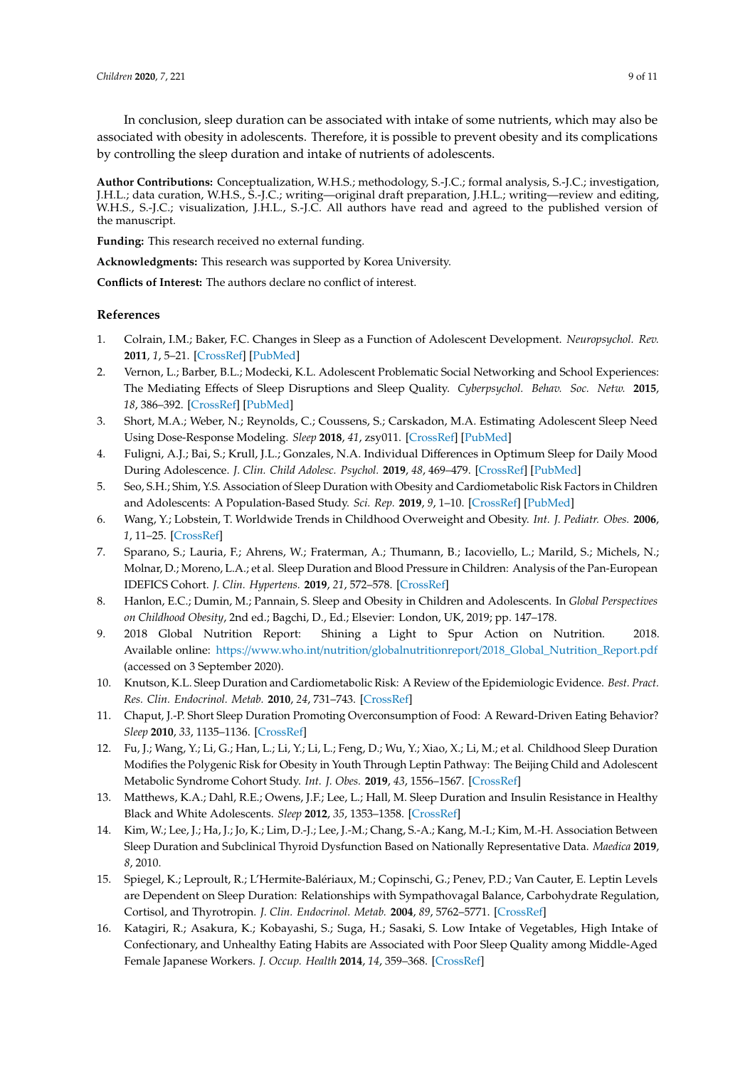In conclusion, sleep duration can be associated with intake of some nutrients, which may also be associated with obesity in adolescents. Therefore, it is possible to prevent obesity and its complications by controlling the sleep duration and intake of nutrients of adolescents.

**Author Contributions:** Conceptualization, W.H.S.; methodology, S.-J.C.; formal analysis, S.-J.C.; investigation, J.H.L.; data curation, W.H.S., S.-J.C.; writing—original draft preparation, J.H.L.; writing—review and editing, W.H.S., S.-J.C.; visualization, J.H.L., S.-J.C. All authors have read and agreed to the published version of the manuscript.

**Funding:** This research received no external funding.

**Acknowledgments:** This research was supported by Korea University.

**Conflicts of Interest:** The authors declare no conflict of interest.

## References

1. Colrain, I.M.; Baker, F.C. Changes in Sleep as a Function of Adolescent Development. *Neuropsychol. Rev.* **2011**, *1*, 5–21. [CrossRef] [PubMed]
2. Vernon, L.; Barber, B.L.; Modecki, K.L. Adolescent Problematic Social Networking and School Experiences: The Mediating Effects of Sleep Disruptions and Sleep Quality. *Cyberpsychol. Behav. Soc. Netw.* **2015**, *18*, 386–392. [CrossRef] [PubMed]
3. Short, M.A.; Weber, N.; Reynolds, C.; Coussens, S.; Carskadon, M.A. Estimating Adolescent Sleep Need Using Dose-Response Modeling. *Sleep* **2018**, *41*, zsy011. [CrossRef] [PubMed]
4. Fuligni, A.J.; Bai, S.; Krull, J.L.; Gonzales, N.A. Individual Differences in Optimum Sleep for Daily Mood During Adolescence. *J. Clin. Child Adolesc. Psychol.* **2019**, *48*, 469–479. [CrossRef] [PubMed]
5. Seo, S.H.; Shim, Y.S. Association of Sleep Duration with Obesity and Cardiometabolic Risk Factors in Children and Adolescents: A Population-Based Study. *Sci. Rep.* **2019**, *9*, 1–10. [CrossRef] [PubMed]
6. Wang, Y.; Lobstein, T. Worldwide Trends in Childhood Overweight and Obesity. *Int. J. Pediatr. Obes.* **2006**, *1*, 11–25. [CrossRef]
7. Sparano, S.; Lauria, F.; Ahrens, W.; Fraterman, A.; Thumann, B.; Iacoviello, L.; Marild, S.; Michels, N.; Molnar, D.; Moreno, L.A.; et al. Sleep Duration and Blood Pressure in Children: Analysis of the Pan-European IDEFICS Cohort. *J. Clin. Hypertens.* **2019**, *21*, 572–578. [CrossRef]
8. Hanlon, E.C.; Dumin, M.; Pannain, S. Sleep and Obesity in Children and Adolescents. In *Global Perspectives on Childhood Obesity*, 2nd ed.; Bagchi, D., Ed.; Elsevier: London, UK, 2019; pp. 147–178.
9. 2018 Global Nutrition Report: Shining a Light to Spur Action on Nutrition. 2018. Available online: https://www.who.int/nutrition/globalnutritionreport/2018_Global_Nutrition_Report.pdf (accessed on 3 September 2020).
10. Knutson, K.L. Sleep Duration and Cardiometabolic Risk: A Review of the Epidemiologic Evidence. *Best. Pract. Res. Clin. Endocrinol. Metab.* **2010**, *24*, 731–743. [CrossRef]
11. Chaput, J.-P. Short Sleep Duration Promoting Overconsumption of Food: A Reward-Driven Eating Behavior? *Sleep* **2010**, *33*, 1135–1136. [CrossRef]
12. Fu, J.; Wang, Y.; Li, G.; Han, L.; Li, Y.; Li, L.; Feng, D.; Wu, Y.; Xiao, X.; Li, M.; et al. Childhood Sleep Duration Modifies the Polygenic Risk for Obesity in Youth Through Leptin Pathway: The Beijing Child and Adolescent Metabolic Syndrome Cohort Study. *Int. J. Obes.* **2019**, *43*, 1556–1567. [CrossRef]
13. Matthews, K.A.; Dahl, R.E.; Owens, J.F.; Lee, L.; Hall, M. Sleep Duration and Insulin Resistance in Healthy Black and White Adolescents. *Sleep* **2012**, *35*, 1353–1358. [CrossRef]
14. Kim, W.; Lee, J.; Ha, J.; Jo, K.; Lim, D.-J.; Lee, J.-M.; Chang, S.-A.; Kang, M.-I.; Kim, M.-H. Association Between Sleep Duration and Subclinical Thyroid Dysfunction Based on Nationally Representative Data. *Maedica* **2019**, *8*, 2010.
15. Spiegel, K.; Leproult, R.; L'Hermite-Balériaux, M.; Copinschi, G.; Penev, P.D.; Van Cauter, E. Leptin Levels are Dependent on Sleep Duration: Relationships with Sympathovagal Balance, Carbohydrate Regulation, Cortisol, and Thyrotropin. *J. Clin. Endocrinol. Metab.* **2004**, *89*, 5762–5771. [CrossRef]
16. Katagiri, R.; Asakura, K.; Kobayashi, S.; Suga, H.; Sasaki, S. Low Intake of Vegetables, High Intake of Confectionary, and Unhealthy Eating Habits are Associated with Poor Sleep Quality among Middle-Aged Female Japanese Workers. *J. Occup. Health* **2014**, *14*, 359–368. [CrossRef]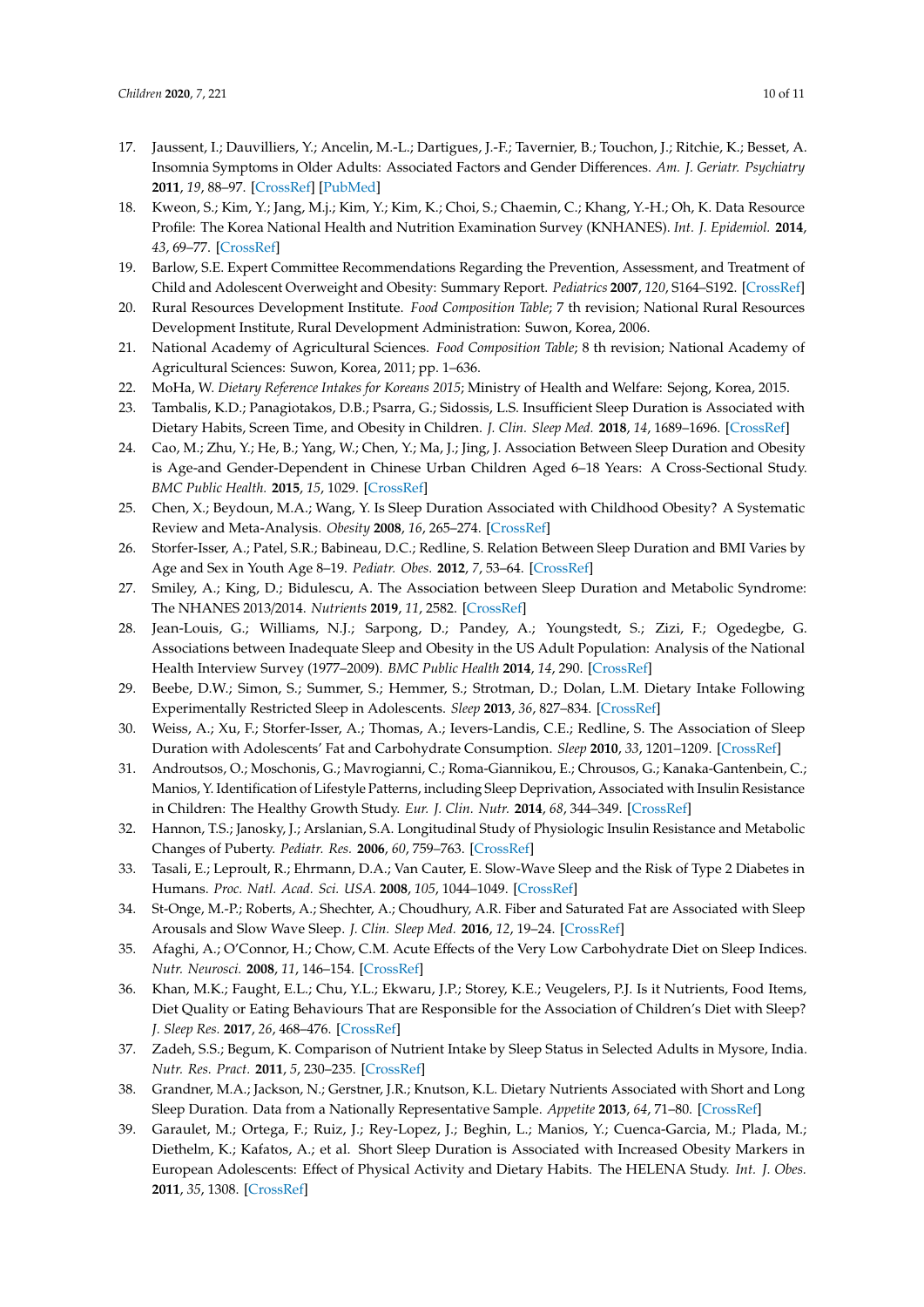17. Jaussent, I.; Dauvilliers, Y.; Ancelin, M.-L.; Dartigues, J.-F.; Tavernier, B.; Touchon, J.; Ritchie, K.; Besset, A. Insomnia Symptoms in Older Adults: Associated Factors and Gender Differences. *Am. J. Geriatr. Psychiatry* **2011**, *19*, 88–97. [CrossRef] [PubMed]
18. Kweon, S.; Kim, Y.; Jang, M.j.; Kim, Y.; Kim, K.; Choi, S.; Chaemin, C.; Khang, Y.-H.; Oh, K. Data Resource Profile: The Korea National Health and Nutrition Examination Survey (KNHANES). *Int. J. Epidemiol.* **2014**, *43*, 69–77. [CrossRef]
19. Barlow, S.E. Expert Committee Recommendations Regarding the Prevention, Assessment, and Treatment of Child and Adolescent Overweight and Obesity: Summary Report. *Pediatrics* **2007**, *120*, S164–S192. [CrossRef]
20. Rural Resources Development Institute. *Food Composition Table*; 7 th revision; National Rural Resources Development Institute, Rural Development Administration: Suwon, Korea, 2006.
21. National Academy of Agricultural Sciences. *Food Composition Table*; 8 th revision; National Academy of Agricultural Sciences: Suwon, Korea, 2011; pp. 1–636.
22. MoHa, W. *Dietary Reference Intakes for Koreans 2015*; Ministry of Health and Welfare: Sejong, Korea, 2015.
23. Tambalis, K.D.; Panagiotakos, D.B.; Psarra, G.; Sidossis, L.S. Insufficient Sleep Duration is Associated with Dietary Habits, Screen Time, and Obesity in Children. *J. Clin. Sleep Med.* **2018**, *14*, 1689–1696. [CrossRef]
24. Cao, M.; Zhu, Y.; He, B.; Yang, W.; Chen, Y.; Ma, J.; Jing, J. Association Between Sleep Duration and Obesity is Age-and Gender-Dependent in Chinese Urban Children Aged 6–18 Years: A Cross-Sectional Study. *BMC Public Health.* **2015**, *15*, 1029. [CrossRef]
25. Chen, X.; Beydoun, M.A.; Wang, Y. Is Sleep Duration Associated with Childhood Obesity? A Systematic Review and Meta-Analysis. *Obesity* **2008**, *16*, 265–274. [CrossRef]
26. Storfer-Isser, A.; Patel, S.R.; Babineau, D.C.; Redline, S. Relation Between Sleep Duration and BMI Varies by Age and Sex in Youth Age 8–19. *Pediatr. Obes.* **2012**, *7*, 53–64. [CrossRef]
27. Smiley, A.; King, D.; Bidulescu, A. The Association between Sleep Duration and Metabolic Syndrome: The NHANES 2013/2014. *Nutrients* **2019**, *11*, 2582. [CrossRef]
28. Jean-Louis, G.; Williams, N.J.; Sarpong, D.; Pandey, A.; Youngstedt, S.; Zizi, F.; Ogedegbe, G. Associations between Inadequate Sleep and Obesity in the US Adult Population: Analysis of the National Health Interview Survey (1977–2009). *BMC Public Health* **2014**, *14*, 290. [CrossRef]
29. Beebe, D.W.; Simon, S.; Summer, S.; Hemmer, S.; Strotman, D.; Dolan, L.M. Dietary Intake Following Experimentally Restricted Sleep in Adolescents. *Sleep* **2013**, *36*, 827–834. [CrossRef]
30. Weiss, A.; Xu, F.; Storfer-Isser, A.; Thomas, A.; Ievers-Landis, C.E.; Redline, S. The Association of Sleep Duration with Adolescents' Fat and Carbohydrate Consumption. *Sleep* **2010**, *33*, 1201–1209. [CrossRef]
31. Androutsos, O.; Moschonis, G.; Mavrogianni, C.; Roma-Giannikou, E.; Chrousos, G.; Kanaka-Gantenbein, C.; Manios, Y. Identification of Lifestyle Patterns, including Sleep Deprivation, Associated with Insulin Resistance in Children: The Healthy Growth Study. *Eur. J. Clin. Nutr.* **2014**, *68*, 344–349. [CrossRef]
32. Hannon, T.S.; Janosky, J.; Arslanian, S.A. Longitudinal Study of Physiologic Insulin Resistance and Metabolic Changes of Puberty. *Pediatr. Res.* **2006**, *60*, 759–763. [CrossRef]
33. Tasali, E.; Leproult, R.; Ehrmann, D.A.; Van Cauter, E. Slow-Wave Sleep and the Risk of Type 2 Diabetes in Humans. *Proc. Natl. Acad. Sci. USA.* **2008**, *105*, 1044–1049. [CrossRef]
34. St-Onge, M.-P.; Roberts, A.; Shechter, A.; Choudhury, A.R. Fiber and Saturated Fat are Associated with Sleep Arousals and Slow Wave Sleep. *J. Clin. Sleep Med.* **2016**, *12*, 19–24. [CrossRef]
35. Afaghi, A.; O'Connor, H.; Chow, C.M. Acute Effects of the Very Low Carbohydrate Diet on Sleep Indices. *Nutr. Neurosci.* **2008**, *11*, 146–154. [CrossRef]
36. Khan, M.K.; Faught, E.L.; Chu, Y.L.; Ekwaru, J.P.; Storey, K.E.; Veugelers, P.J. Is it Nutrients, Food Items, Diet Quality or Eating Behaviours That are Responsible for the Association of Children's Diet with Sleep? *J. Sleep Res.* **2017**, *26*, 468–476. [CrossRef]
37. Zadeh, S.S.; Begum, K. Comparison of Nutrient Intake by Sleep Status in Selected Adults in Mysore, India. *Nutr. Res. Pract.* **2011**, *5*, 230–235. [CrossRef]
38. Grandner, M.A.; Jackson, N.; Gerstner, J.R.; Knutson, K.L. Dietary Nutrients Associated with Short and Long Sleep Duration. Data from a Nationally Representative Sample. *Appetite* **2013**, *64*, 71–80. [CrossRef]
39. Garaulet, M.; Ortega, F.; Ruiz, J.; Rey-Lopez, J.; Beghin, L.; Manios, Y.; Cuenca-Garcia, M.; Plada, M.; Diethelm, K.; Kafatos, A.; et al. Short Sleep Duration is Associated with Increased Obesity Markers in European Adolescents: Effect of Physical Activity and Dietary Habits. The HELENA Study. *Int. J. Obes.* **2011**, *35*, 1308. [CrossRef]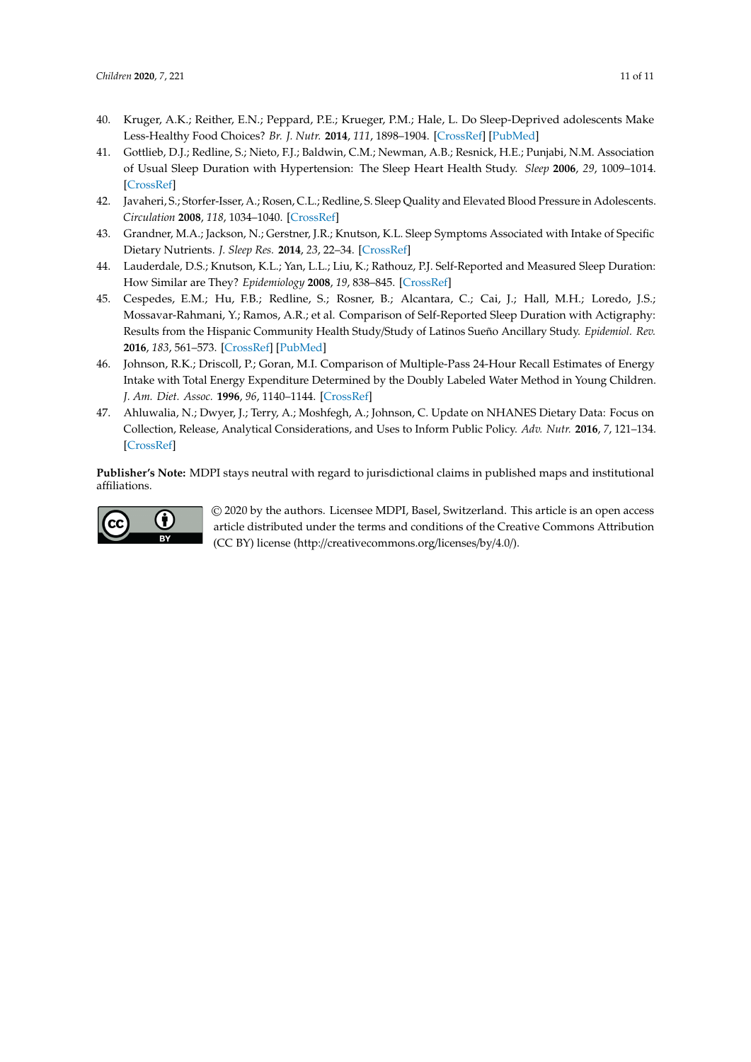40. Kruger, A.K.; Reither, E.N.; Peppard, P.E.; Krueger, P.M.; Hale, L. Do Sleep-Deprived adolescents Make Less-Healthy Food Choices? *Br. J. Nutr.* **2014**, *111*, 1898–1904. [CrossRef] [PubMed]
41. Gottlieb, D.J.; Redline, S.; Nieto, F.J.; Baldwin, C.M.; Newman, A.B.; Resnick, H.E.; Punjabi, N.M. Association of Usual Sleep Duration with Hypertension: The Sleep Heart Health Study. *Sleep* **2006**, *29*, 1009–1014. [CrossRef]
42. Javaheri, S.; Storfer-Isser, A.; Rosen, C.L.; Redline, S. Sleep Quality and Elevated Blood Pressure in Adolescents. *Circulation* **2008**, *118*, 1034–1040. [CrossRef]
43. Grandner, M.A.; Jackson, N.; Gerstner, J.R.; Knutson, K.L. Sleep Symptoms Associated with Intake of Specific Dietary Nutrients. *J. Sleep Res.* **2014**, *23*, 22–34. [CrossRef]
44. Lauderdale, D.S.; Knutson, K.L.; Yan, L.L.; Liu, K.; Rathouz, P.J. Self-Reported and Measured Sleep Duration: How Similar are They? *Epidemiology* **2008**, *19*, 838–845. [CrossRef]
45. Cespedes, E.M.; Hu, F.B.; Redline, S.; Rosner, B.; Alcantara, C.; Cai, J.; Hall, M.H.; Loredo, J.S.; Mossavar-Rahmani, Y.; Ramos, A.R.; et al. Comparison of Self-Reported Sleep Duration with Actigraphy: Results from the Hispanic Community Health Study/Study of Latinos Sueño Ancillary Study. *Epidemiol. Rev.* **2016**, *183*, 561–573. [CrossRef] [PubMed]
46. Johnson, R.K.; Driscoll, P.; Goran, M.I. Comparison of Multiple-Pass 24-Hour Recall Estimates of Energy Intake with Total Energy Expenditure Determined by the Doubly Labeled Water Method in Young Children. *J. Am. Diet. Assoc.* **1996**, *96*, 1140–1144. [CrossRef]
47. Ahluwalia, N.; Dwyer, J.; Terry, A.; Moshfegh, A.; Johnson, C. Update on NHANES Dietary Data: Focus on Collection, Release, Analytical Considerations, and Uses to Inform Public Policy. *Adv. Nutr.* **2016**, *7*, 121–134. [CrossRef]

**Publisher's Note:** MDPI stays neutral with regard to jurisdictional claims in published maps and institutional affiliations.

© 2020 by the authors. Licensee MDPI, Basel, Switzerland. This article is an open access article distributed under the terms and conditions of the Creative Commons Attribution (CC BY) license (http://creativecommons.org/licenses/by/4.0/).